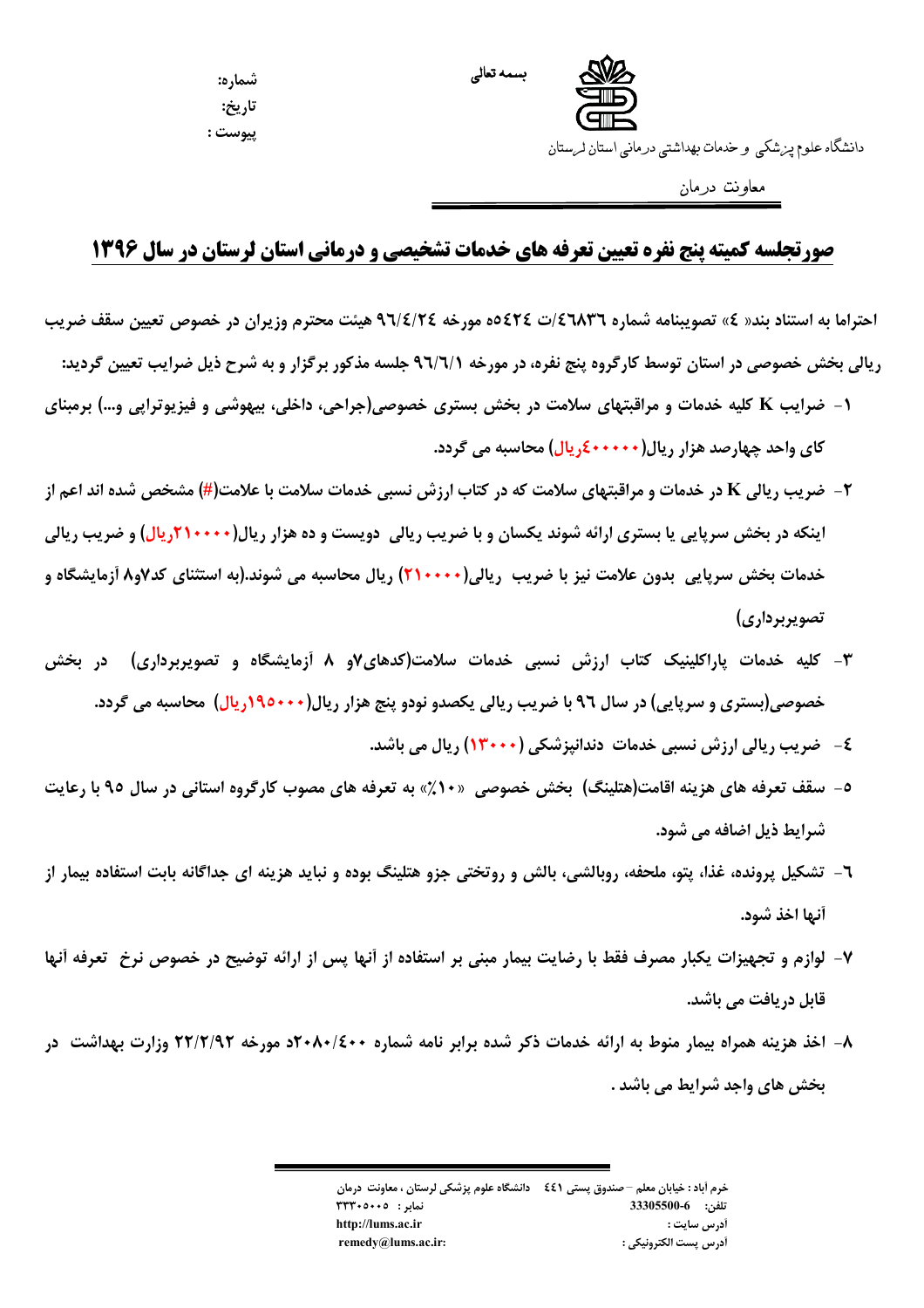بسمه تعالی

دانشگاه علوم پزشکی و خدمات بهداشتی درمانی استان لرستان

معاونت درمان

شماره:
تاریخ:
پیوست :

# صورتجلسه کمیته پنج نفره تعیین تعرفه های خدمات تشخیصی و درمانی استان لرستان در سال ۱۳۹۶

احتراما به استناد بند« ٤» تصویبنامه شماره ٤٦٨٣٦/ت ٥٤٢٤٥ه مورخه ٩٦/٤/٢٤ هیئت محترم وزیران در خصوص تعیین سقف ضریب ریالی بخش خصوصی در استان توسط کارگروه پنج نفره، در مورخه ٩٦/٦/١ جلسه مذکور برگزار و به شرح ذیل ضرایب تعیین گردید:

١- ضرایب K کلیه خدمات و مراقبتهای سلامت در بخش بستری خصوصی(جراحی، داخلی، بیهوشی و فیزیوتراپی و...) برمبنای کای واحد چهارصد هزار ریال(٤٠٠٠٠٠ریال) محاسبه می گردد.

٢- ضریب ریالی K در خدمات و مراقبتهای سلامت که در کتاب ارزش نسبی خدمات سلامت با علامت(#) مشخص شده اند اعم از اینکه در بخش سرپایی یا بستری ارائه شوند یکسان و با ضریب ریالی دویست و ده هزار ریال(٢١٠٠٠٠ریال) و ضریب ریالی خدمات بخش سرپایی بدون علامت نیز با ضریب ریالی(٢١٠٠٠٠) ریال محاسبه می شوند.(به استثنای کد٧و٨ آزمایشگاه و تصویربرداری)

٣- کلیه خدمات پاراکلینیک کتاب ارزش نسبی خدمات سلامت(کدهای٧و ٨ آزمایشگاه و تصویربرداری) در بخش خصوصی(بستری و سرپایی) در سال ٩٦ با ضریب ریالی یکصدو نودو پنج هزار ریال(١٩٥٠٠٠ریال) محاسبه می گردد.

٤- ضریب ریالی ارزش نسبی خدمات دندانپزشکی (١٣٠٠٠) ریال می باشد.

٥- سقف تعرفه های هزینه اقامت(هتلینگ) بخش خصوصی «١٠٪» به تعرفه های مصوب کارگروه استانی در سال ٩٥ با رعایت شرایط ذیل اضافه می شود.

٦- تشکیل پرونده، غذا، پتو، ملحفه، روبالشی، بالش و روتختی جزو هتلینگ بوده و نباید هزینه ای جداگانه بابت استفاده بیمار از آنها اخذ شود.

٧- لوازم و تجهیزات یکبار مصرف فقط با رضایت بیمار مبنی بر استفاده از آنها پس از ارائه توضیح در خصوص نرخ تعرفه آنها قابل دریافت می باشد.

٨- اخذ هزینه همراه بیمار منوط به ارائه خدمات ذکر شده برابر نامه شماره ٤٠٠/٢٠٨٠د مورخه ٢٢/٢/٩٢ وزارت بهداشت در بخش های واجد شرایط می باشد .

خرم آباد : خیابان معلم – صندوق پستی ٤٤١ دانشگاه علوم پزشکی لرستان ، معاونت درمان
تلفن: 33305500-6 نمابر : ٣٣٣٠٥٠٠٥
آدرس سایت : http://lums.ac.ir
آدرس پست الکترونیکی : remedy@lums.ac.ir: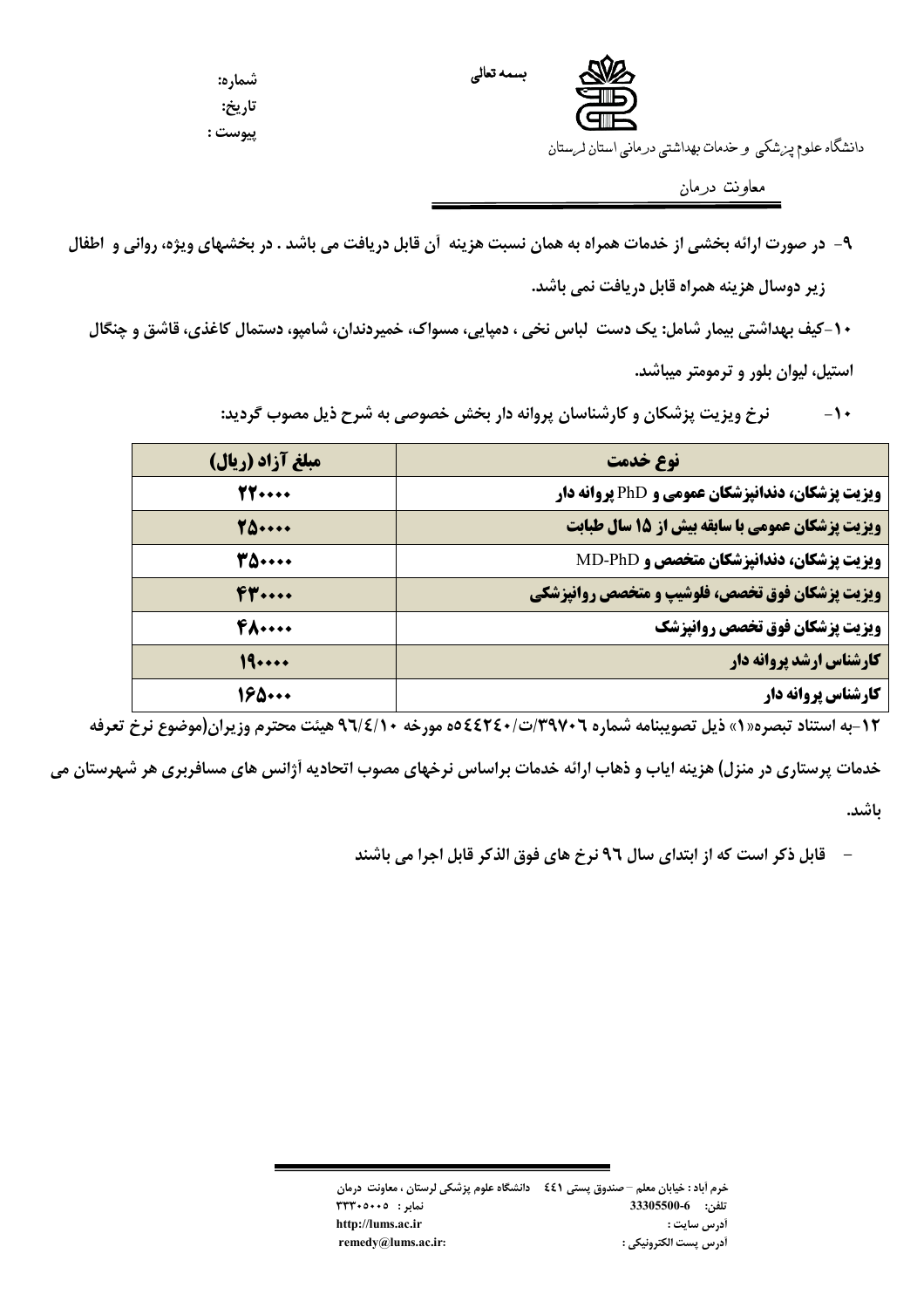شماره:
تاریخ:
پیوست :

بسمه تعالی

دانشگاه علوم پزشکی و خدمات بهداشتی درمانی استان لرستان

معاونت درمان

**۹- در صورت ارائه بخشی از خدمات همراه به همان نسبت هزینه آن قابل دریافت می باشد . در بخشهای ویژه، روانی و اطفال زیر دوسال هزینه همراه قابل دریافت نمی باشد.**

**۱۰-کیف بهداشتی بیمار شامل: یک دست لباس نخی ، دمپایی، مسواک، خمیردندان، شامپو، دستمال کاغذی، قاشق و چنگال استیل، لیوان بلور و ترمومتر میباشد.**

**۱۰- نرخ ویزیت پزشکان و کارشناسان پروانه دار بخش خصوصی به شرح ذیل مصوب گردید:**

| نوع خدمت | مبلغ آزاد (ریال) |
|---|---|
| ویزیت پزشکان، دندانپزشکان عمومی و PhD پروانه دار | ۲۲۰۰۰۰ |
| ویزیت پزشکان عمومی با سابقه بیش از ۱۵ سال طبابت | ۲۵۰۰۰۰ |
| ویزیت پزشکان، دندانپزشکان متخصص و MD-PhD | ۳۵۰۰۰۰ |
| ویزیت پزشکان فوق تخصص، فلوشیپ و متخصص روانپزشکی | ۴۳۰۰۰۰ |
| ویزیت پزشکان فوق تخصص روانپزشک | ۴۸۰۰۰۰ |
| کارشناس ارشد پروانه دار | ۱۹۰۰۰۰ |
| کارشناس پروانه دار | ۱۶۵۰۰۰ |

**۱۲-به استناد تبصره«۱» ذیل تصویبنامه شماره ۳۹۷۰۶/ت/۵۵۴۲۴۰ مورخه ۹۶/٤/۱۰ هیئت محترم وزیران(موضوع نرخ تعرفه خدمات پرستاری در منزل) هزینه ایاب و ذهاب ارائه خدمات براساس نرخهای مصوب اتحادیه آژانس های مسافربری هر شهرستان می باشد.**

- **قابل ذکر است که از ابتدای سال ۹٦ نرخ های فوق الذکر قابل اجرا می باشند**

خرم اباد : خیابان معلم – صندوق پستی ٤٤١ دانشگاه علوم پزشکی لرستان ، معاونت درمان
تلفن: 33305500-6 نمابر : ۳۳۳۰۵۰۰۵
آدرس سایت : http://lums.ac.ir
آدرس پست الکترونیکی : remedy@lums.ac.ir